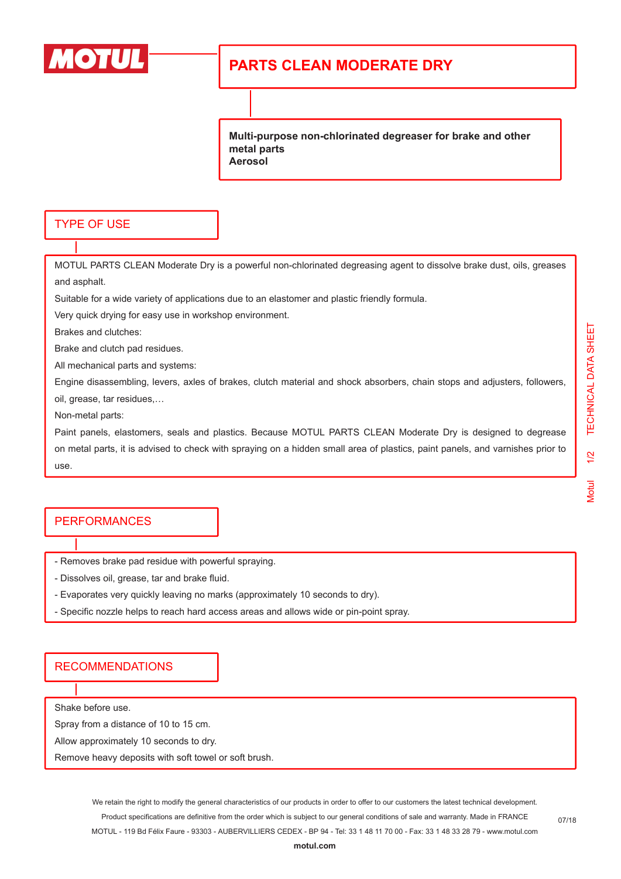MOTUL

# PARTS CLEAN MODERATE DRY

**Multi-purpose non-chlorinated degreaser for brake and other metal parts**
**Aerosol**

## TYPE OF USE

MOTUL PARTS CLEAN Moderate Dry is a powerful non-chlorinated degreasing agent to dissolve brake dust, oils, greases and asphalt.

Suitable for a wide variety of applications due to an elastomer and plastic friendly formula.

Very quick drying for easy use in workshop environment.

Brakes and clutches:

Brake and clutch pad residues.

All mechanical parts and systems:

Engine disassembling, levers, axles of brakes, clutch material and shock absorbers, chain stops and adjusters, followers, oil, grease, tar residues,…

Non-metal parts:

Paint panels, elastomers, seals and plastics. Because MOTUL PARTS CLEAN Moderate Dry is designed to degrease on metal parts, it is advised to check with spraying on a hidden small area of plastics, paint panels, and varnishes prior to use.

## PERFORMANCES

- Removes brake pad residue with powerful spraying.
- Dissolves oil, grease, tar and brake fluid.
- Evaporates very quickly leaving no marks (approximately 10 seconds to dry).
- Specific nozzle helps to reach hard access areas and allows wide or pin-point spray.

## RECOMMENDATIONS

Shake before use.

Spray from a distance of 10 to 15 cm.

Allow approximately 10 seconds to dry.

Remove heavy deposits with soft towel or soft brush.

We retain the right to modify the general characteristics of our products in order to offer to our customers the latest technical development.
Product specifications are definitive from the order which is subject to our general conditions of sale and warranty. Made in FRANCE
MOTUL - 119 Bd Félix Faure - 93303 - AUBERVILLIERS CEDEX - BP 94 - Tel: 33 1 48 11 70 00 - Fax: 33 1 48 33 28 79 - www.motul.com

**motul.com**

07/18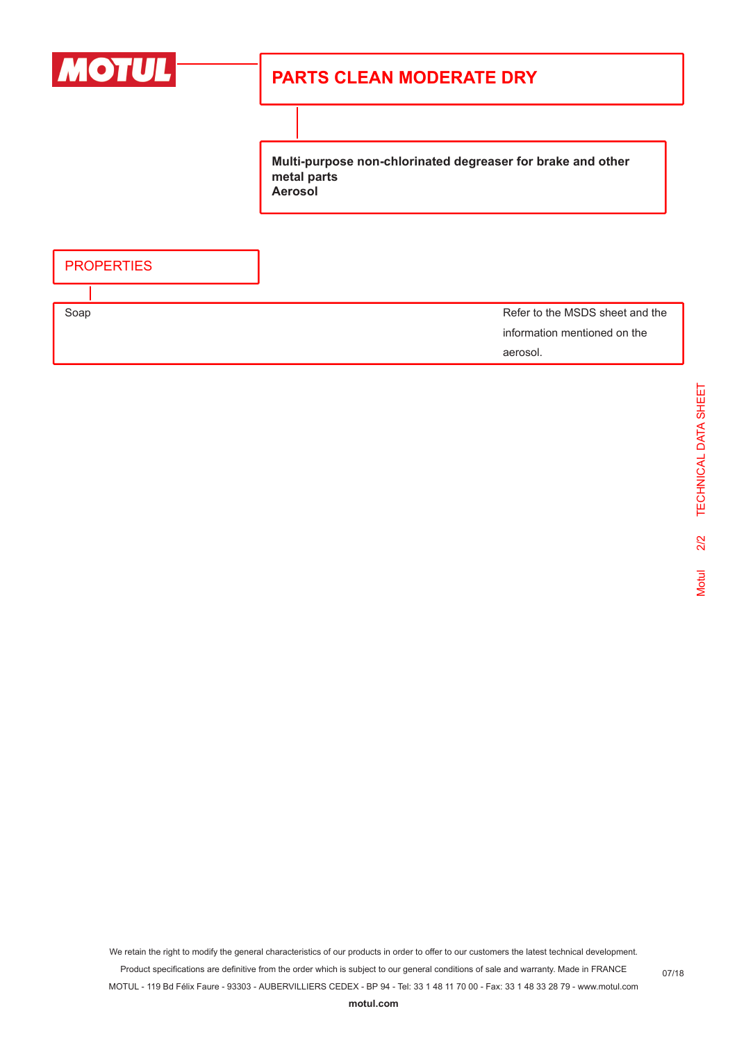# PARTS CLEAN MODERATE DRY

**Multi-purpose non-chlorinated degreaser for brake and other metal parts**
**Aerosol**

## PROPERTIES

| | |
|---|---|
| Soap | Refer to the MSDS sheet and the information mentioned on the aerosol. |

We retain the right to modify the general characteristics of our products in order to offer to our customers the latest technical development.
Product specifications are definitive from the order which is subject to our general conditions of sale and warranty. Made in FRANCE
MOTUL - 119 Bd Félix Faure - 93303 - AUBERVILLIERS CEDEX - BP 94 - Tel: 33 1 48 11 70 00 - Fax: 33 1 48 33 28 79 - www.motul.com

**motul.com**

07/18